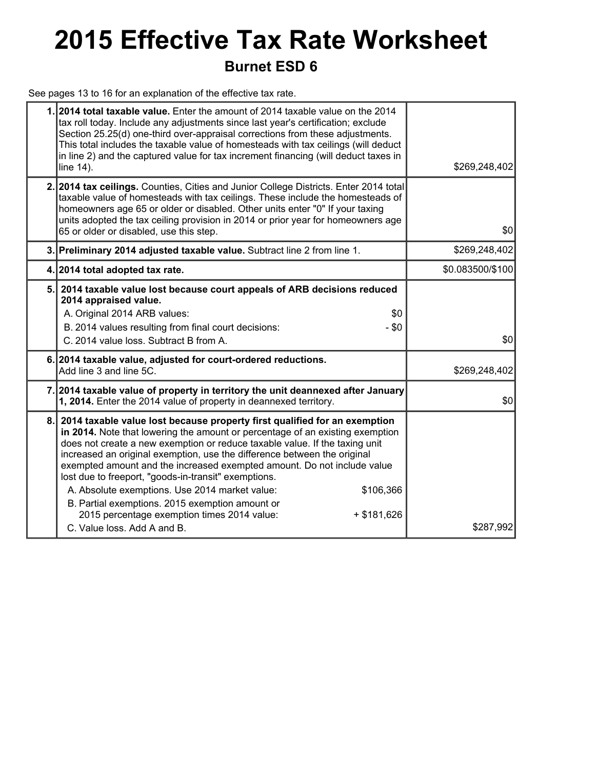# 2015 Effective Tax Rate Worksheet

## Burnet ESD 6

See pages 13 to 16 for an explanation of the effective tax rate.

| Line | Description | Amount |
|---|---|---|
| 1. | **2014 total taxable value.** Enter the amount of 2014 taxable value on the 2014 tax roll today. Include any adjustments since last year's certification; exclude Section 25.25(d) one-third over-appraisal corrections from these adjustments. This total includes the taxable value of homesteads with tax ceilings (will deduct in line 2) and the captured value for tax increment financing (will deduct taxes in line 14). | $269,248,402 |
| 2. | **2014 tax ceilings.** Counties, Cities and Junior College Districts. Enter 2014 total taxable value of homesteads with tax ceilings. These include the homesteads of homeowners age 65 or older or disabled. Other units enter "0" If your taxing units adopted the tax ceiling provision in 2014 or prior year for homeowners age 65 or older or disabled, use this step. | $0 |
| 3. | **Preliminary 2014 adjusted taxable value.** Subtract line 2 from line 1. | $269,248,402 |
| 4. | **2014 total adopted tax rate.** | $0.083500/$100 |
| 5. | **2014 taxable value lost because court appeals of ARB decisions reduced 2014 appraised value.**<br>A. Original 2014 ARB values: $0<br>B. 2014 values resulting from final court decisions: - $0<br>C. 2014 value loss. Subtract B from A. | $0 |
| 6. | **2014 taxable value, adjusted for court-ordered reductions.** Add line 3 and line 5C. | $269,248,402 |
| 7. | **2014 taxable value of property in territory the unit deannexed after January 1, 2014.** Enter the 2014 value of property in deannexed territory. | $0 |
| 8. | **2014 taxable value lost because property first qualified for an exemption in 2014.** Note that lowering the amount or percentage of an existing exemption does not create a new exemption or reduce taxable value. If the taxing unit increased an original exemption, use the difference between the original exempted amount and the increased exempted amount. Do not include value lost due to freeport, "goods-in-transit" exemptions.<br>A. Absolute exemptions. Use 2014 market value: $106,366<br>B. Partial exemptions. 2015 exemption amount or 2015 percentage exemption times 2014 value: + $181,626<br>C. Value loss. Add A and B. | $287,992 |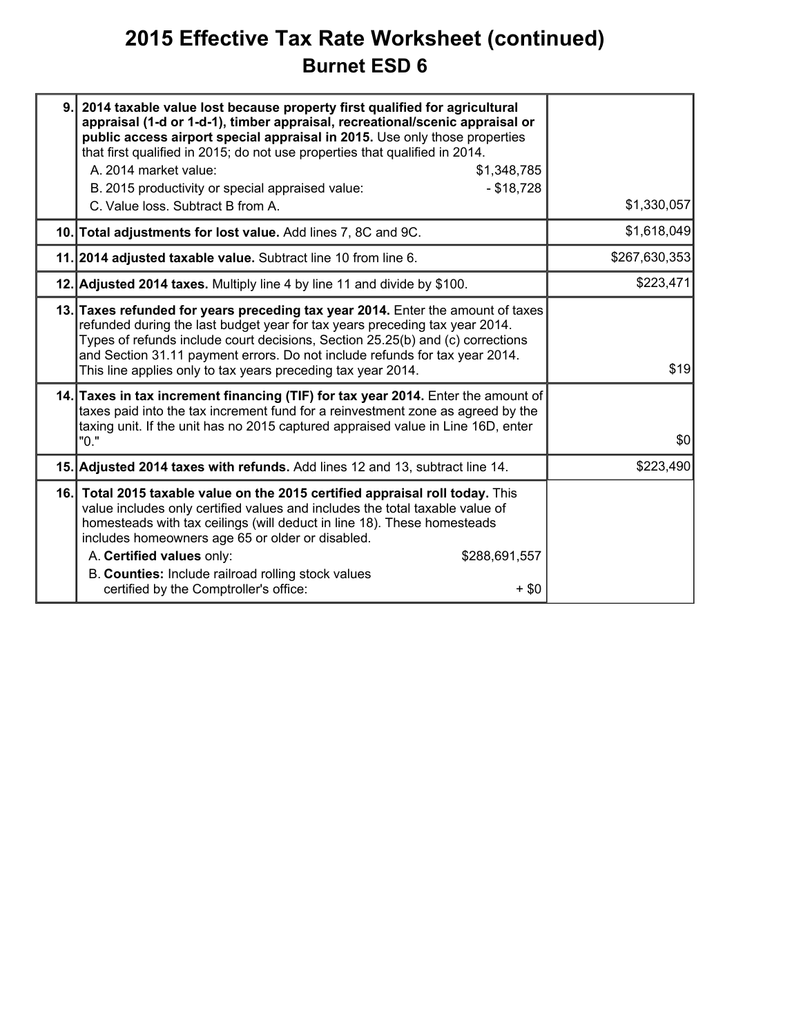# 2015 Effective Tax Rate Worksheet (continued)

## Burnet ESD 6

| Line | Description | Amount |
|---|---|---|
| 9. | **2014 taxable value lost because property first qualified for agricultural appraisal (1-d or 1-d-1), timber appraisal, recreational/scenic appraisal or public access airport special appraisal in 2015.** Use only those properties that first qualified in 2015; do not use properties that qualified in 2014.<br>A. 2014 market value: $1,348,785<br>B. 2015 productivity or special appraised value: - $18,728<br>C. Value loss. Subtract B from A. | $1,330,057 |
| 10. | **Total adjustments for lost value.** Add lines 7, 8C and 9C. | $1,618,049 |
| 11. | **2014 adjusted taxable value.** Subtract line 10 from line 6. | $267,630,353 |
| 12. | **Adjusted 2014 taxes.** Multiply line 4 by line 11 and divide by $100. | $223,471 |
| 13. | **Taxes refunded for years preceding tax year 2014.** Enter the amount of taxes refunded during the last budget year for tax years preceding tax year 2014. Types of refunds include court decisions, Section 25.25(b) and (c) corrections and Section 31.11 payment errors. Do not include refunds for tax year 2014. This line applies only to tax years preceding tax year 2014. | $19 |
| 14. | **Taxes in tax increment financing (TIF) for tax year 2014.** Enter the amount of taxes paid into the tax increment fund for a reinvestment zone as agreed by the taxing unit. If the unit has no 2015 captured appraised value in Line 16D, enter "0." | $0 |
| 15. | **Adjusted 2014 taxes with refunds.** Add lines 12 and 13, subtract line 14. | $223,490 |
| 16. | **Total 2015 taxable value on the 2015 certified appraisal roll today.** This value includes only certified values and includes the total taxable value of homesteads with tax ceilings (will deduct in line 18). These homesteads includes homeowners age 65 or older or disabled.<br>A. **Certified values** only: $288,691,557<br>B. **Counties:** Include railroad rolling stock values certified by the Comptroller's office: + $0 | |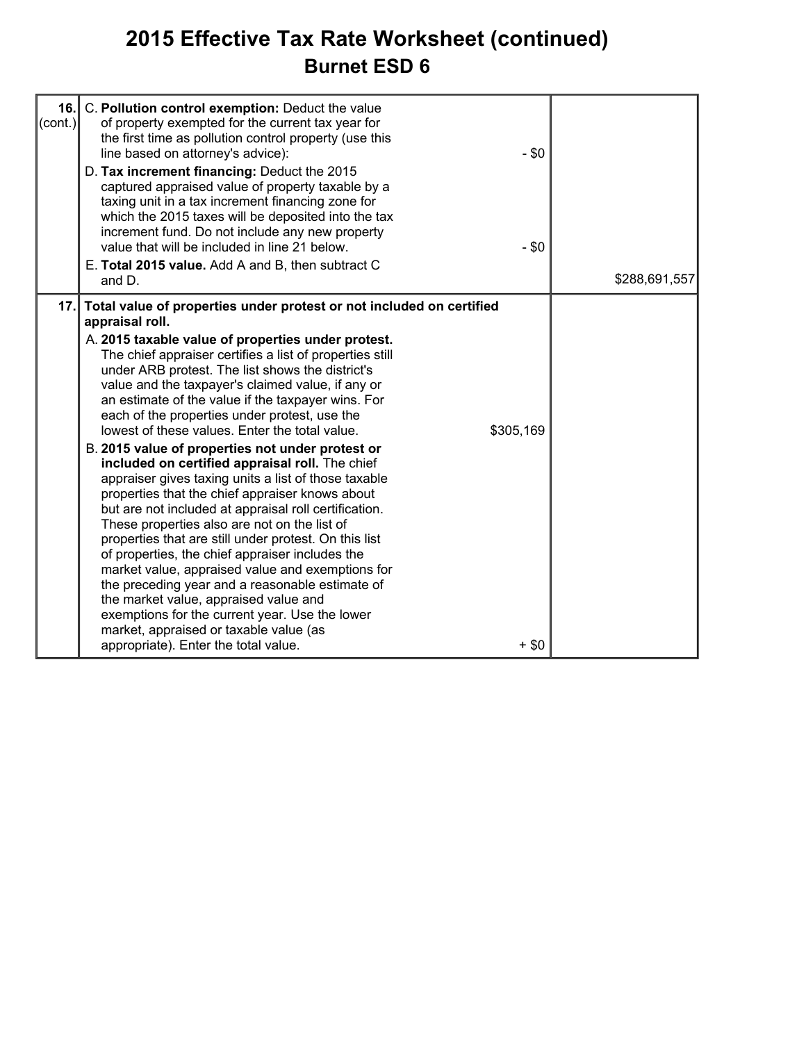# 2015 Effective Tax Rate Worksheet (continued)

## Burnet ESD 6

| | | | |
|---|---|---|---|
| **16.** (cont.) | C. **Pollution control exemption:** Deduct the value of property exempted for the current tax year for the first time as pollution control property (use this line based on attorney's advice): | - $0 | |
| | D. **Tax increment financing:** Deduct the 2015 captured appraised value of property taxable by a taxing unit in a tax increment financing zone for which the 2015 taxes will be deposited into the tax increment fund. Do not include any new property value that will be included in line 21 below. | - $0 | |
| | E. **Total 2015 value.** Add A and B, then subtract C and D. | | $288,691,557 |
| **17.** | **Total value of properties under protest or not included on certified appraisal roll.** | | |
| | A. **2015 taxable value of properties under protest.** The chief appraiser certifies a list of properties still under ARB protest. The list shows the district's value and the taxpayer's claimed value, if any or an estimate of the value if the taxpayer wins. For each of the properties under protest, use the lowest of these values. Enter the total value. | $305,169 | |
| | B. **2015 value of properties not under protest or included on certified appraisal roll.** The chief appraiser gives taxing units a list of those taxable properties that the chief appraiser knows about but are not included at appraisal roll certification. These properties also are not on the list of properties that are still under protest. On this list of properties, the chief appraiser includes the market value, appraised value and exemptions for the preceding year and a reasonable estimate of the market value, appraised value and exemptions for the current year. Use the lower market, appraised or taxable value (as appropriate). Enter the total value. | + $0 | |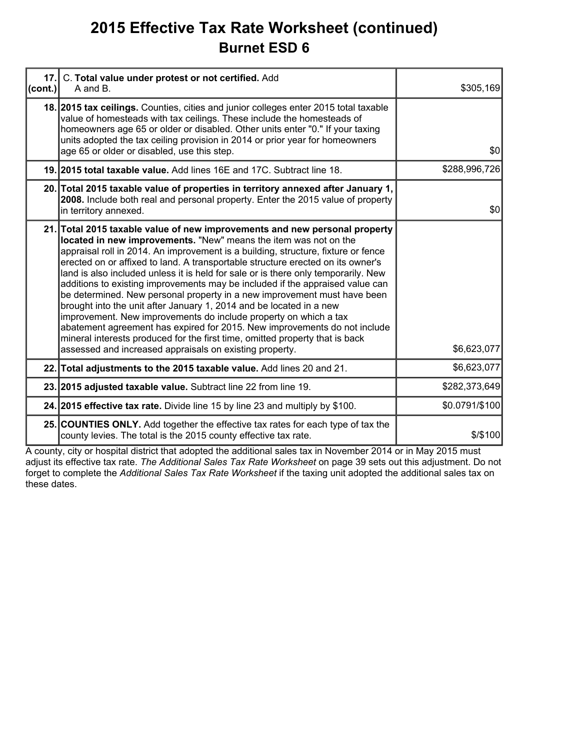# 2015 Effective Tax Rate Worksheet (continued)

## Burnet ESD 6

| | | |
|---|---|---|
| **17. (cont.)** | C. **Total value under protest or not certified.** Add A and B. | $305,169 |
| **18.** | **2015 tax ceilings.** Counties, cities and junior colleges enter 2015 total taxable value of homesteads with tax ceilings. These include the homesteads of homeowners age 65 or older or disabled. Other units enter "0." If your taxing units adopted the tax ceiling provision in 2014 or prior year for homeowners age 65 or older or disabled, use this step. | $0 |
| **19.** | **2015 total taxable value.** Add lines 16E and 17C. Subtract line 18. | $288,996,726 |
| **20.** | **Total 2015 taxable value of properties in territory annexed after January 1, 2008.** Include both real and personal property. Enter the 2015 value of property in territory annexed. | $0 |
| **21.** | **Total 2015 taxable value of new improvements and new personal property located in new improvements.** "New" means the item was not on the appraisal roll in 2014. An improvement is a building, structure, fixture or fence erected on or affixed to land. A transportable structure erected on its owner's land is also included unless it is held for sale or is there only temporarily. New additions to existing improvements may be included if the appraised value can be determined. New personal property in a new improvement must have been brought into the unit after January 1, 2014 and be located in a new improvement. New improvements do include property on which a tax abatement agreement has expired for 2015. New improvements do not include mineral interests produced for the first time, omitted property that is back assessed and increased appraisals on existing property. | $6,623,077 |
| **22.** | **Total adjustments to the 2015 taxable value.** Add lines 20 and 21. | $6,623,077 |
| **23.** | **2015 adjusted taxable value.** Subtract line 22 from line 19. | $282,373,649 |
| **24.** | **2015 effective tax rate.** Divide line 15 by line 23 and multiply by $100. | $0.0791/$100 |
| **25.** | **COUNTIES ONLY.** Add together the effective tax rates for each type of tax the county levies. The total is the 2015 county effective tax rate. | $/$100 |

A county, city or hospital district that adopted the additional sales tax in November 2014 or in May 2015 must adjust its effective tax rate. *The Additional Sales Tax Rate Worksheet* on page 39 sets out this adjustment. Do not forget to complete the *Additional Sales Tax Rate Worksheet* if the taxing unit adopted the additional sales tax on these dates.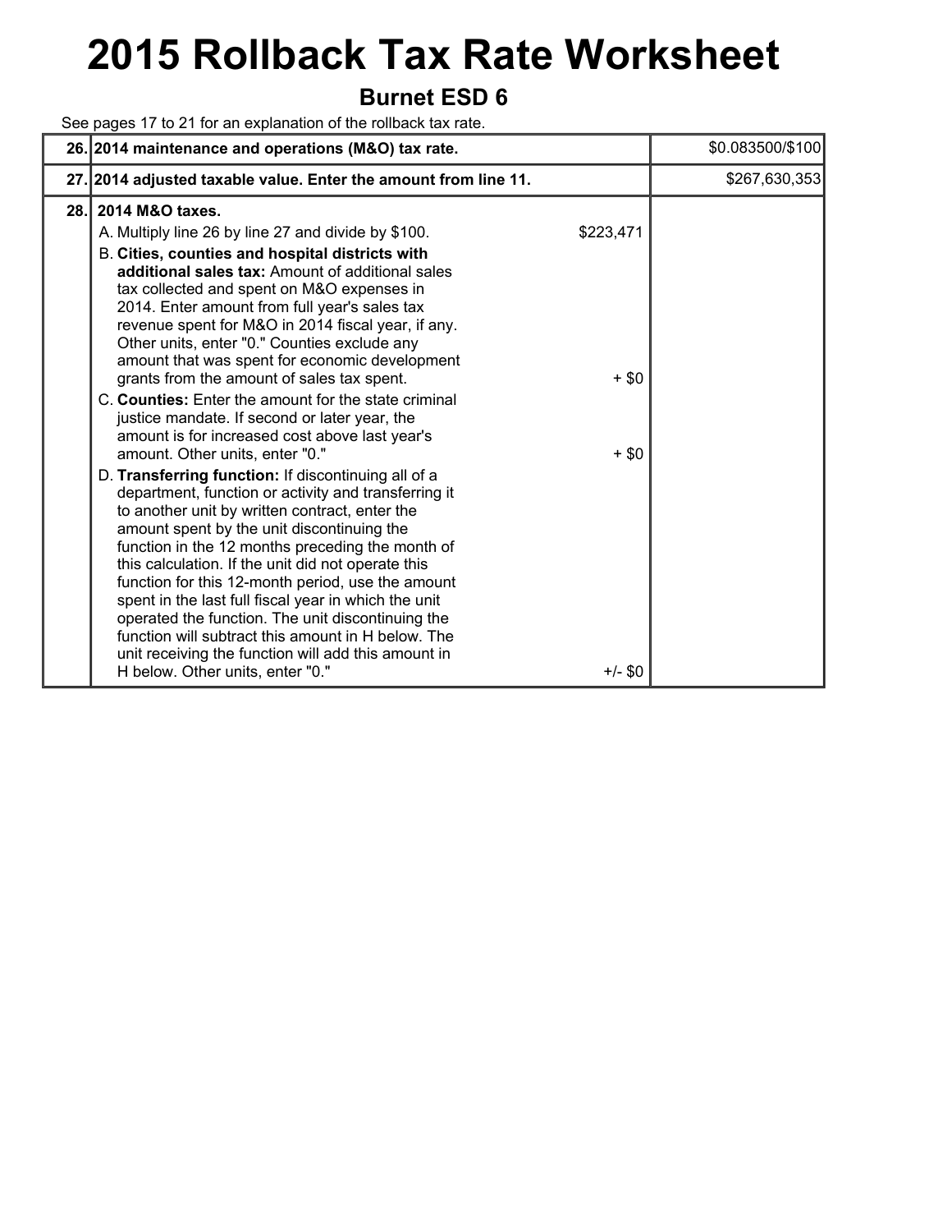# 2015 Rollback Tax Rate Worksheet

## Burnet ESD 6

See pages 17 to 21 for an explanation of the rollback tax rate.

| | | | |
|---|---|---|---|
| 26. | **2014 maintenance and operations (M&O) tax rate.** | | $0.083500/$100 |
| 27. | **2014 adjusted taxable value. Enter the amount from line 11.** | | $267,630,353 |
| 28. | **2014 M&O taxes.** | | |
| | A. Multiply line 26 by line 27 and divide by $100. | $223,471 | |
| | B. **Cities, counties and hospital districts with additional sales tax:** Amount of additional sales tax collected and spent on M&O expenses in 2014. Enter amount from full year's sales tax revenue spent for M&O in 2014 fiscal year, if any. Other units, enter "0." Counties exclude any amount that was spent for economic development grants from the amount of sales tax spent. | + $0 | |
| | C. **Counties:** Enter the amount for the state criminal justice mandate. If second or later year, the amount is for increased cost above last year's amount. Other units, enter "0." | + $0 | |
| | D. **Transferring function:** If discontinuing all of a department, function or activity and transferring it to another unit by written contract, enter the amount spent by the unit discontinuing the function in the 12 months preceding the month of this calculation. If the unit did not operate this function for this 12-month period, use the amount spent in the last full fiscal year in which the unit operated the function. The unit discontinuing the function will subtract this amount in H below. The unit receiving the function will add this amount in H below. Other units, enter "0." | +/- $0 | |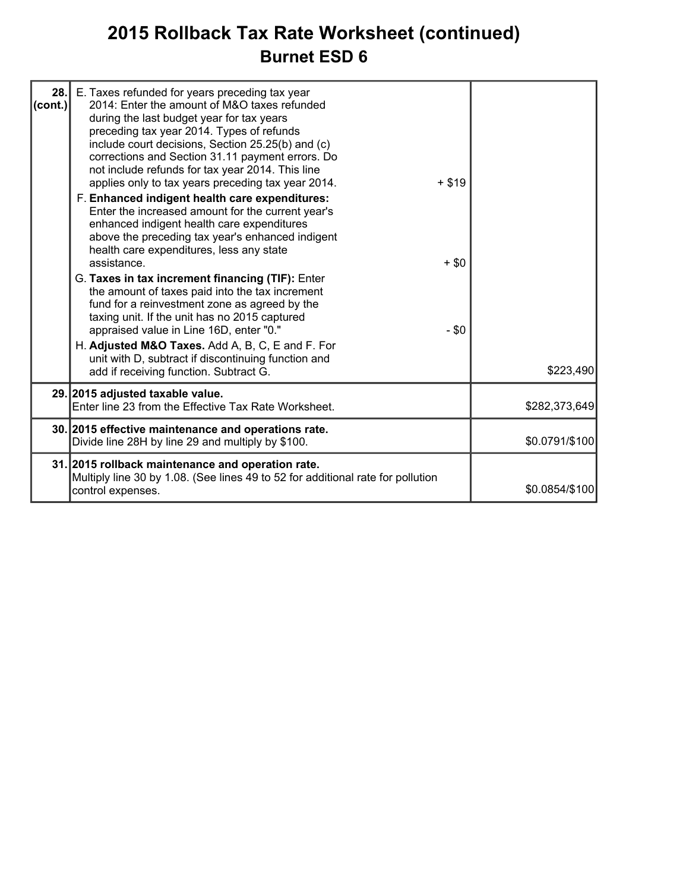# 2015 Rollback Tax Rate Worksheet (continued)

## Burnet ESD 6

| | | | |
|---|---|---|---|
| **28. (cont.)** | E. Taxes refunded for years preceding tax year 2014: Enter the amount of M&O taxes refunded during the last budget year for tax years preceding tax year 2014. Types of refunds include court decisions, Section 25.25(b) and (c) corrections and Section 31.11 payment errors. Do not include refunds for tax year 2014. This line applies only to tax years preceding tax year 2014. | + $19 | |
| | F. **Enhanced indigent health care expenditures:** Enter the increased amount for the current year's enhanced indigent health care expenditures above the preceding tax year's enhanced indigent health care expenditures, less any state assistance. | + $0 | |
| | G. **Taxes in tax increment financing (TIF):** Enter the amount of taxes paid into the tax increment fund for a reinvestment zone as agreed by the taxing unit. If the unit has no 2015 captured appraised value in Line 16D, enter "0." | - $0 | |
| | H. **Adjusted M&O Taxes.** Add A, B, C, E and F. For unit with D, subtract if discontinuing function and add if receiving function. Subtract G. | | $223,490 |
| **29.** | **2015 adjusted taxable value.** Enter line 23 from the Effective Tax Rate Worksheet. | | $282,373,649 |
| **30.** | **2015 effective maintenance and operations rate.** Divide line 28H by line 29 and multiply by $100. | | $0.0791/$100 |
| **31.** | **2015 rollback maintenance and operation rate.** Multiply line 30 by 1.08. (See lines 49 to 52 for additional rate for pollution control expenses. | | $0.0854/$100 |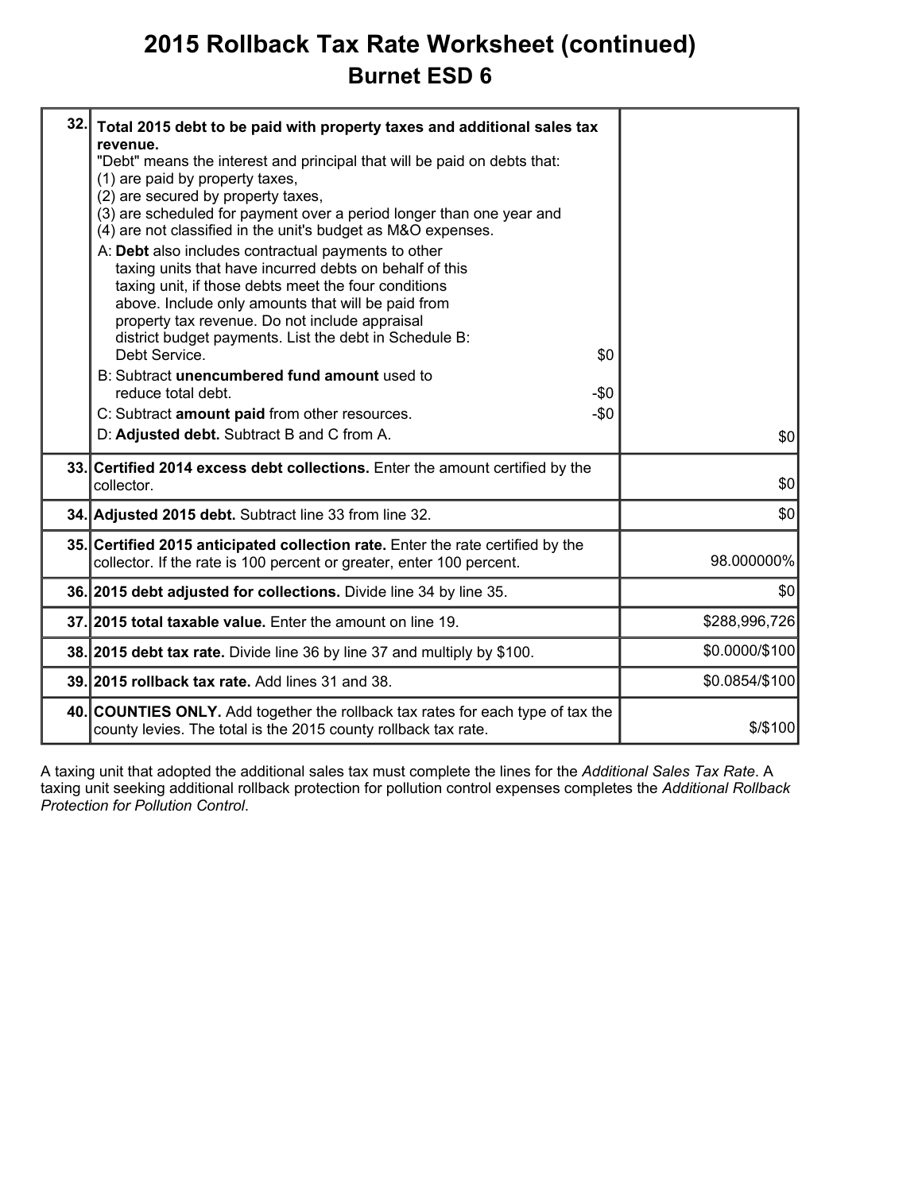# 2015 Rollback Tax Rate Worksheet (continued)

## Burnet ESD 6

| Line | Description | Amount |
|---|---|---|
| 32. | **Total 2015 debt to be paid with property taxes and additional sales tax revenue.**<br>"Debt" means the interest and principal that will be paid on debts that:<br>(1) are paid by property taxes,<br>(2) are secured by property taxes,<br>(3) are scheduled for payment over a period longer than one year and<br>(4) are not classified in the unit's budget as M&O expenses.<br>A: **Debt** also includes contractual payments to other taxing units that have incurred debts on behalf of this taxing unit, if those debts meet the four conditions above. Include only amounts that will be paid from property tax revenue. Do not include appraisal district budget payments. List the debt in Schedule B: Debt Service. $0<br>B: Subtract **unencumbered fund amount** used to reduce total debt. -$0<br>C: Subtract **amount paid** from other resources. -$0<br>D: **Adjusted debt.** Subtract B and C from A. | $0 |
| 33. | **Certified 2014 excess debt collections.** Enter the amount certified by the collector. | $0 |
| 34. | **Adjusted 2015 debt.** Subtract line 33 from line 32. | $0 |
| 35. | **Certified 2015 anticipated collection rate.** Enter the rate certified by the collector. If the rate is 100 percent or greater, enter 100 percent. | 98.000000% |
| 36. | **2015 debt adjusted for collections.** Divide line 34 by line 35. | $0 |
| 37. | **2015 total taxable value.** Enter the amount on line 19. | $288,996,726 |
| 38. | **2015 debt tax rate.** Divide line 36 by line 37 and multiply by $100. | $0.0000/$100 |
| 39. | **2015 rollback tax rate.** Add lines 31 and 38. | $0.0854/$100 |
| 40. | **COUNTIES ONLY.** Add together the rollback tax rates for each type of tax the county levies. The total is the 2015 county rollback tax rate. | $/$100 |

A taxing unit that adopted the additional sales tax must complete the lines for the *Additional Sales Tax Rate*. A taxing unit seeking additional rollback protection for pollution control expenses completes the *Additional Rollback Protection for Pollution Control*.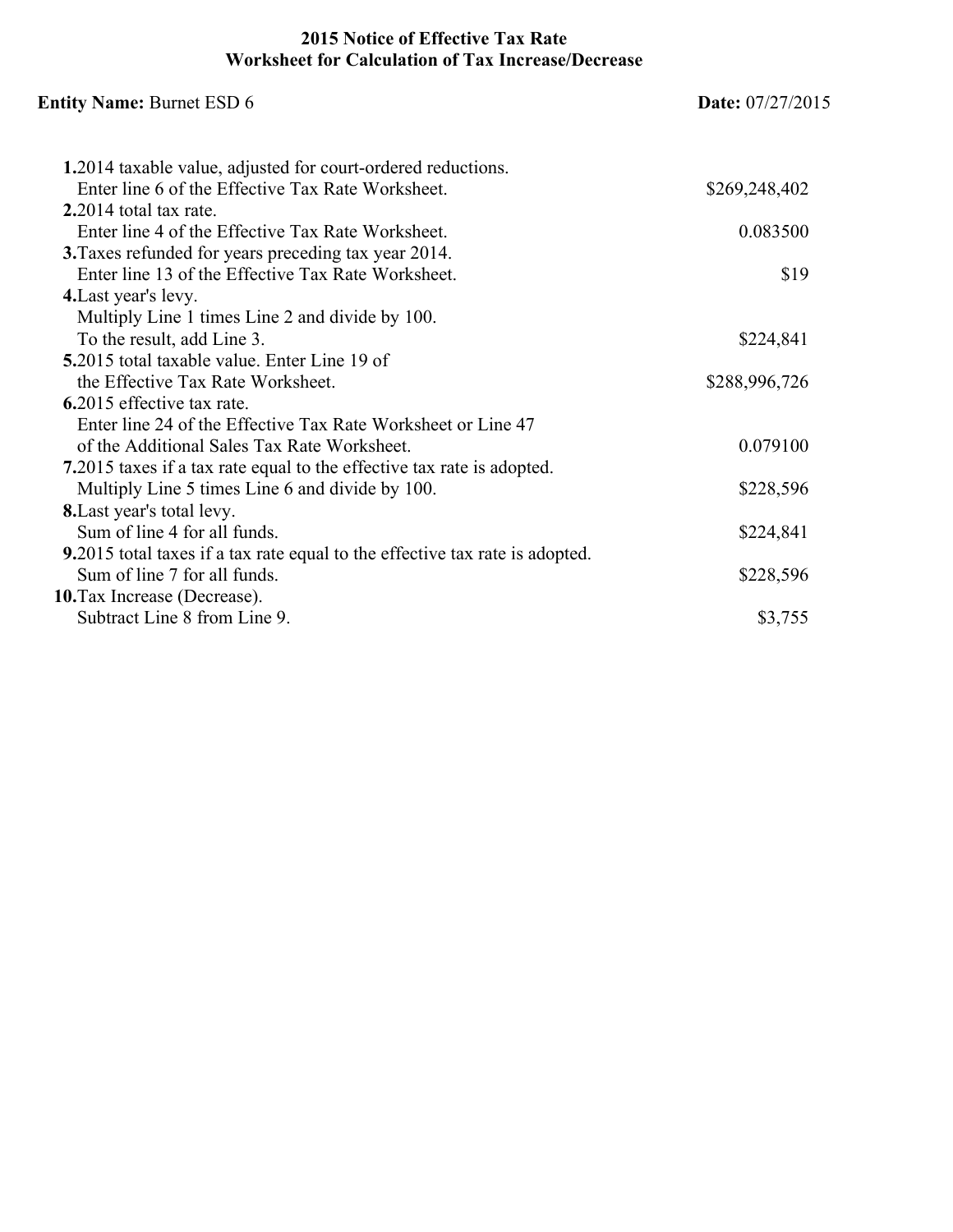# 2015 Notice of Effective Tax Rate
## Worksheet for Calculation of Tax Increase/Decrease

**Entity Name:** Burnet ESD 6 **Date:** 07/27/2015

| | |
|---|---|
| **1.** 2014 taxable value, adjusted for court-ordered reductions. Enter line 6 of the Effective Tax Rate Worksheet. | $269,248,402 |
| **2.** 2014 total tax rate. Enter line 4 of the Effective Tax Rate Worksheet. | 0.083500 |
| **3.** Taxes refunded for years preceding tax year 2014. Enter line 13 of the Effective Tax Rate Worksheet. | $19 |
| **4.** Last year's levy. Multiply Line 1 times Line 2 and divide by 100. To the result, add Line 3. | $224,841 |
| **5.** 2015 total taxable value. Enter Line 19 of the Effective Tax Rate Worksheet. | $288,996,726 |
| **6.** 2015 effective tax rate. Enter line 24 of the Effective Tax Rate Worksheet or Line 47 of the Additional Sales Tax Rate Worksheet. | 0.079100 |
| **7.** 2015 taxes if a tax rate equal to the effective tax rate is adopted. Multiply Line 5 times Line 6 and divide by 100. | $228,596 |
| **8.** Last year's total levy. Sum of line 4 for all funds. | $224,841 |
| **9.** 2015 total taxes if a tax rate equal to the effective tax rate is adopted. Sum of line 7 for all funds. | $228,596 |
| **10.** Tax Increase (Decrease). Subtract Line 8 from Line 9. | $3,755 |